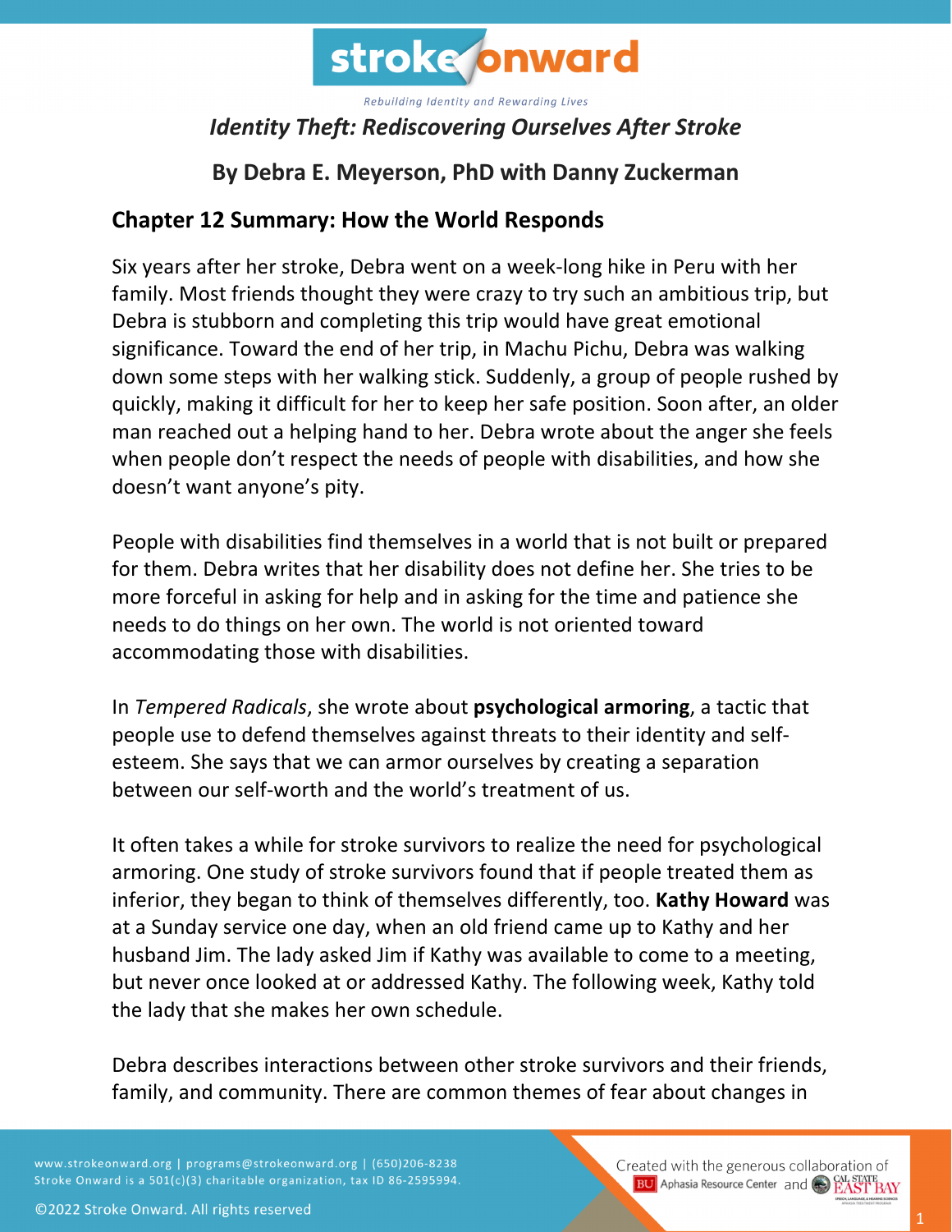Rebuilding Identity and Rewarding Lives

# *Identity Theft: Rediscovering Ourselves After Stroke*

## By Debra E. Meyerson, PhD with Danny Zuckerman

## Chapter 12 Summary: How the World Responds

Six years after her stroke, Debra went on a week-long hike in Peru with her family. Most friends thought they were crazy to try such an ambitious trip, but Debra is stubborn and completing this trip would have great emotional significance. Toward the end of her trip, in Machu Pichu, Debra was walking down some steps with her walking stick. Suddenly, a group of people rushed by quickly, making it difficult for her to keep her safe position. Soon after, an older man reached out a helping hand to her. Debra wrote about the anger she feels when people don't respect the needs of people with disabilities, and how she doesn't want anyone's pity.

People with disabilities find themselves in a world that is not built or prepared for them. Debra writes that her disability does not define her. She tries to be more forceful in asking for help and in asking for the time and patience she needs to do things on her own. The world is not oriented toward accommodating those with disabilities.

In *Tempered Radicals*, she wrote about **psychological armoring**, a tactic that people use to defend themselves against threats to their identity and self-esteem. She says that we can armor ourselves by creating a separation between our self-worth and the world's treatment of us.

It often takes a while for stroke survivors to realize the need for psychological armoring. One study of stroke survivors found that if people treated them as inferior, they began to think of themselves differently, too. **Kathy Howard** was at a Sunday service one day, when an old friend came up to Kathy and her husband Jim. The lady asked Jim if Kathy was available to come to a meeting, but never once looked at or addressed Kathy. The following week, Kathy told the lady that she makes her own schedule.

Debra describes interactions between other stroke survivors and their friends, family, and community. There are common themes of fear about changes in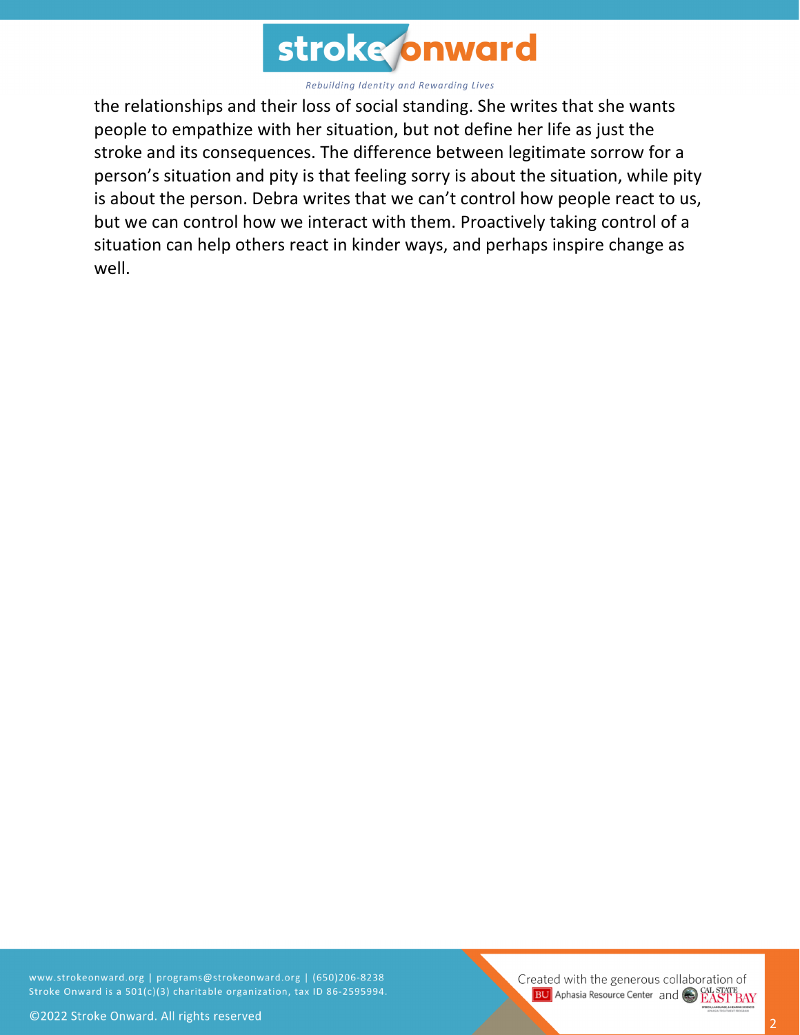the relationships and their loss of social standing. She writes that she wants people to empathize with her situation, but not define her life as just the stroke and its consequences. The difference between legitimate sorrow for a person's situation and pity is that feeling sorry is about the situation, while pity is about the person. Debra writes that we can't control how people react to us, but we can control how we interact with them. Proactively taking control of a situation can help others react in kinder ways, and perhaps inspire change as well.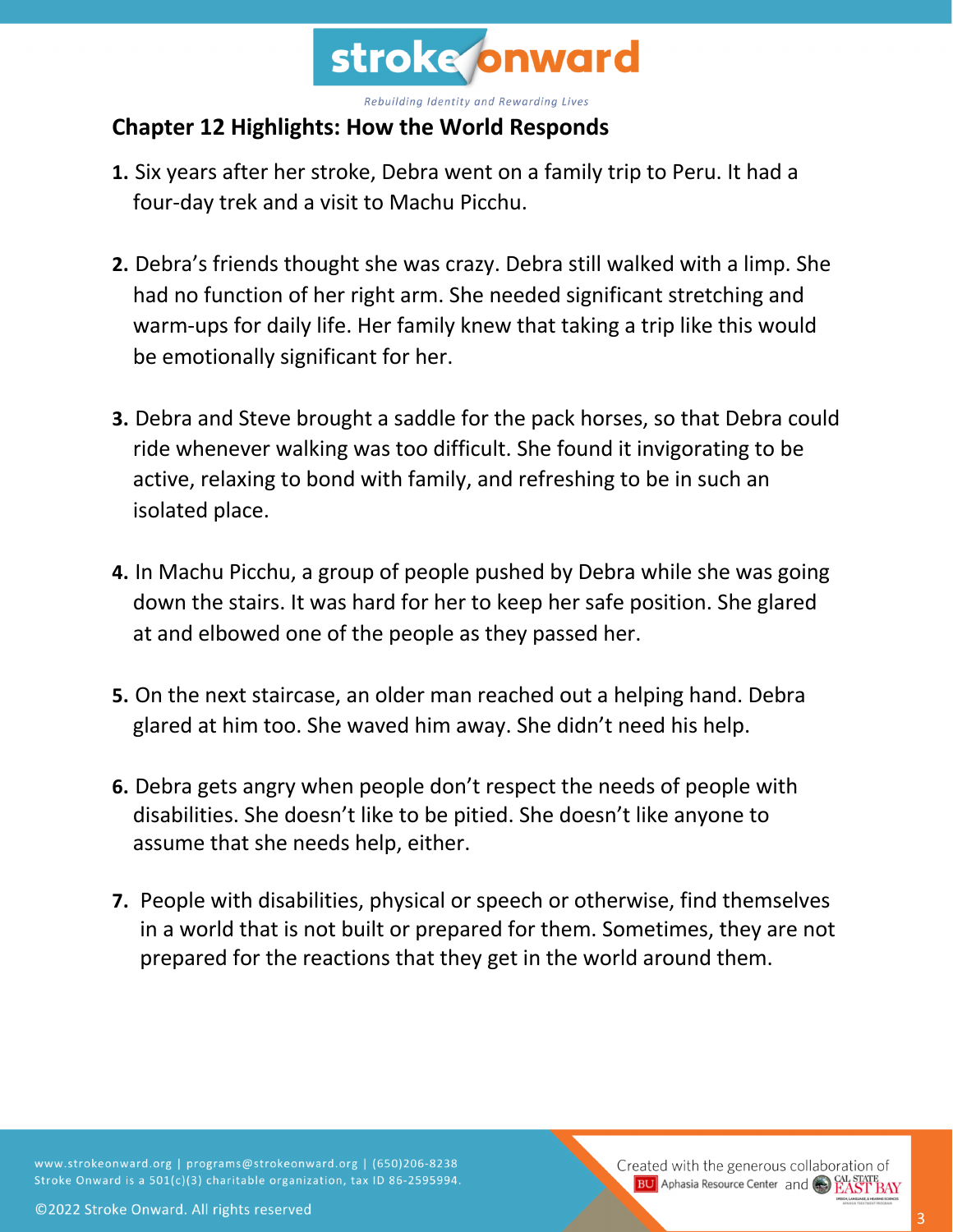## Chapter 12 Highlights: How the World Responds

1. Six years after her stroke, Debra went on a family trip to Peru. It had a four-day trek and a visit to Machu Picchu.

2. Debra's friends thought she was crazy. Debra still walked with a limp. She had no function of her right arm. She needed significant stretching and warm-ups for daily life. Her family knew that taking a trip like this would be emotionally significant for her.

3. Debra and Steve brought a saddle for the pack horses, so that Debra could ride whenever walking was too difficult. She found it invigorating to be active, relaxing to bond with family, and refreshing to be in such an isolated place.

4. In Machu Picchu, a group of people pushed by Debra while she was going down the stairs. It was hard for her to keep her safe position. She glared at and elbowed one of the people as they passed her.

5. On the next staircase, an older man reached out a helping hand. Debra glared at him too. She waved him away. She didn't need his help.

6. Debra gets angry when people don't respect the needs of people with disabilities. She doesn't like to be pitied. She doesn't like anyone to assume that she needs help, either.

7. People with disabilities, physical or speech or otherwise, find themselves in a world that is not built or prepared for them. Sometimes, they are not prepared for the reactions that they get in the world around them.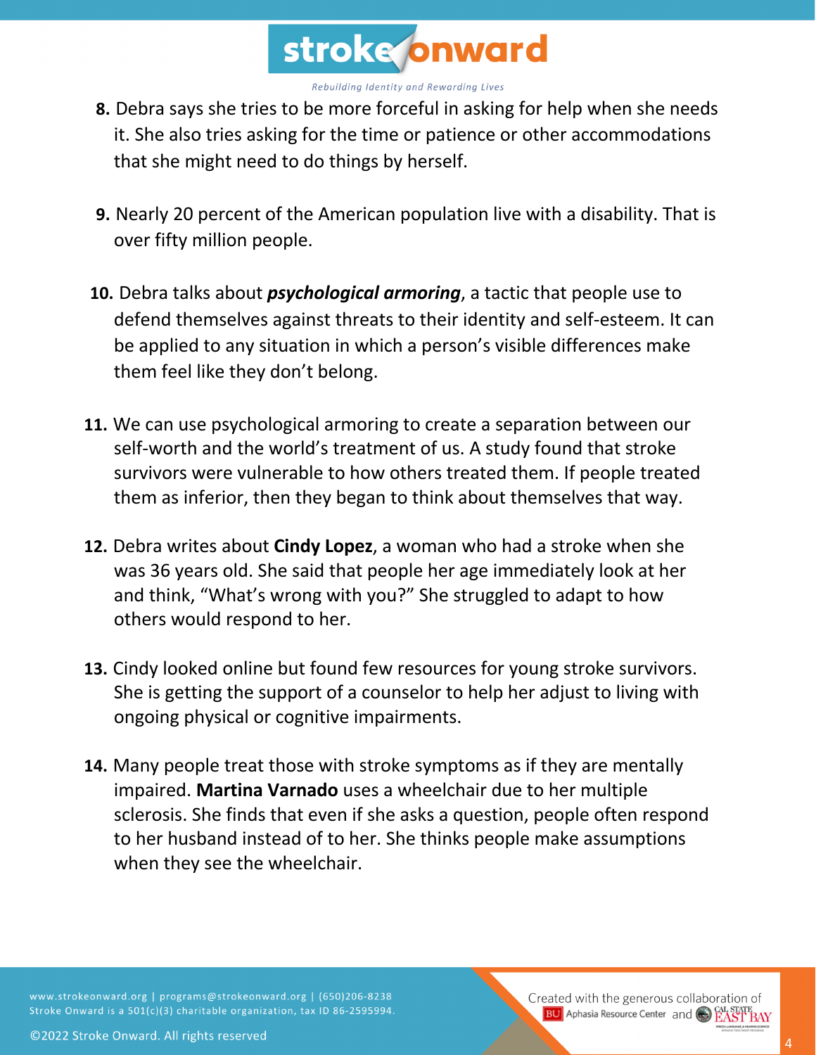8. Debra says she tries to be more forceful in asking for help when she needs it. She also tries asking for the time or patience or other accommodations that she might need to do things by herself.

9. Nearly 20 percent of the American population live with a disability. That is over fifty million people.

10. Debra talks about ***psychological armoring***, a tactic that people use to defend themselves against threats to their identity and self-esteem. It can be applied to any situation in which a person's visible differences make them feel like they don't belong.

11. We can use psychological armoring to create a separation between our self-worth and the world's treatment of us. A study found that stroke survivors were vulnerable to how others treated them. If people treated them as inferior, then they began to think about themselves that way.

12. Debra writes about **Cindy Lopez**, a woman who had a stroke when she was 36 years old. She said that people her age immediately look at her and think, "What's wrong with you?" She struggled to adapt to how others would respond to her.

13. Cindy looked online but found few resources for young stroke survivors. She is getting the support of a counselor to help her adjust to living with ongoing physical or cognitive impairments.

14. Many people treat those with stroke symptoms as if they are mentally impaired. **Martina Varnado** uses a wheelchair due to her multiple sclerosis. She finds that even if she asks a question, people often respond to her husband instead of to her. She thinks people make assumptions when they see the wheelchair.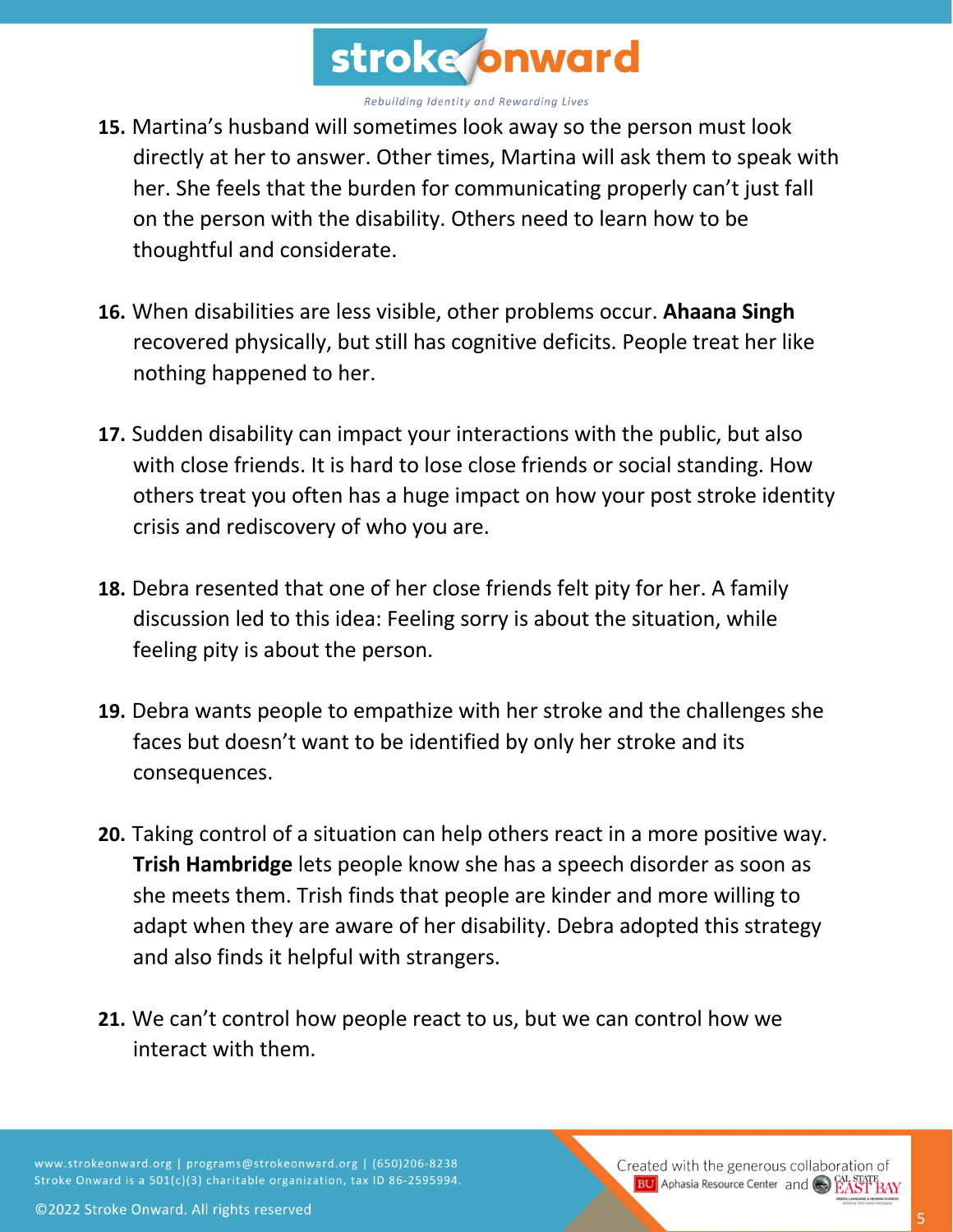15. Martina's husband will sometimes look away so the person must look directly at her to answer. Other times, Martina will ask them to speak with her. She feels that the burden for communicating properly can't just fall on the person with the disability. Others need to learn how to be thoughtful and considerate.

16. When disabilities are less visible, other problems occur. **Ahaana Singh** recovered physically, but still has cognitive deficits. People treat her like nothing happened to her.

17. Sudden disability can impact your interactions with the public, but also with close friends. It is hard to lose close friends or social standing. How others treat you often has a huge impact on how your post stroke identity crisis and rediscovery of who you are.

18. Debra resented that one of her close friends felt pity for her. A family discussion led to this idea: Feeling sorry is about the situation, while feeling pity is about the person.

19. Debra wants people to empathize with her stroke and the challenges she faces but doesn't want to be identified by only her stroke and its consequences.

20. Taking control of a situation can help others react in a more positive way. **Trish Hambridge** lets people know she has a speech disorder as soon as she meets them. Trish finds that people are kinder and more willing to adapt when they are aware of her disability. Debra adopted this strategy and also finds it helpful with strangers.

21. We can't control how people react to us, but we can control how we interact with them.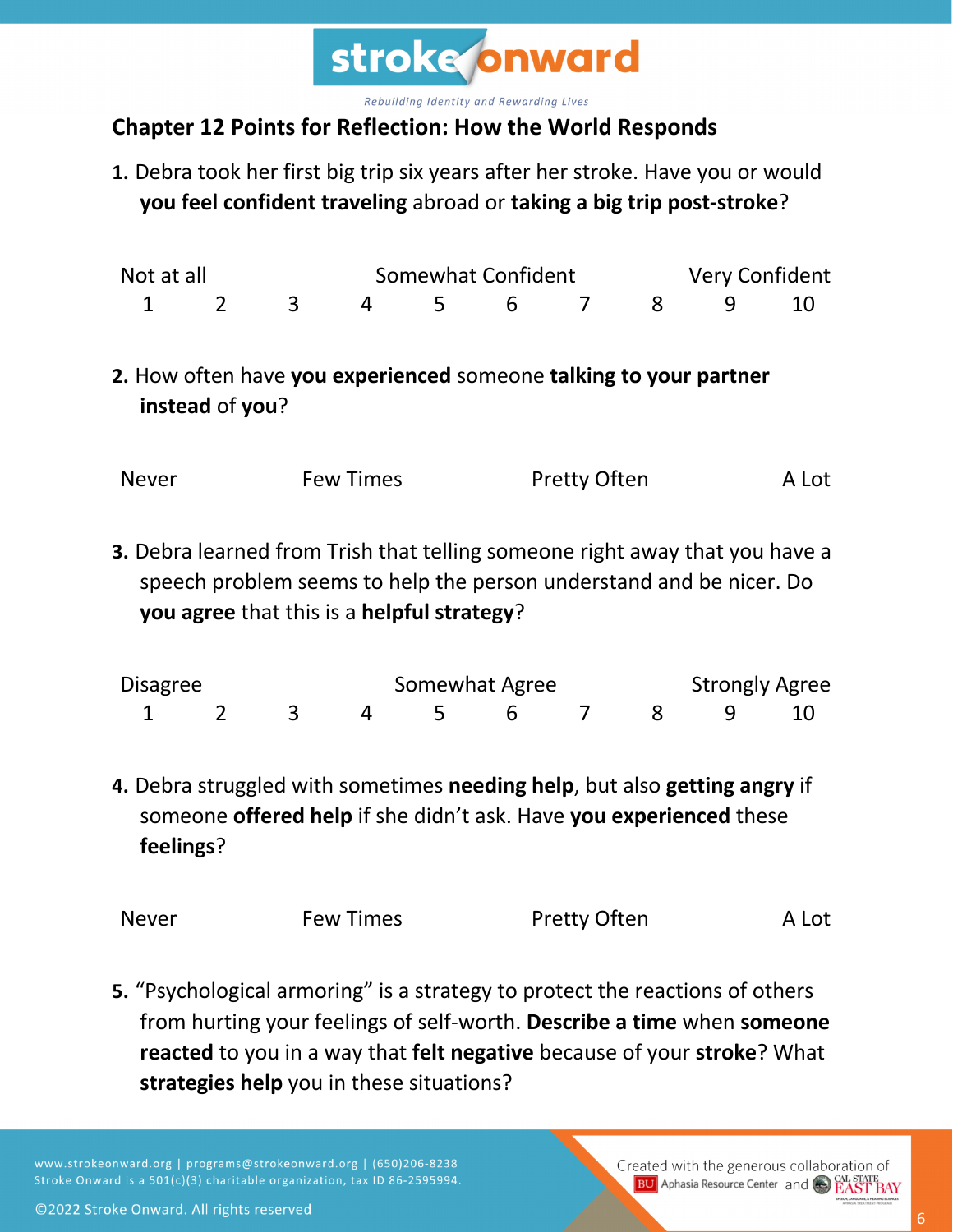## Chapter 12 Points for Reflection: How the World Responds

**1.** Debra took her first big trip six years after her stroke. Have you or would **you feel confident traveling** abroad or **taking a big trip post-stroke**?

| Not at all | | | Somewhat Confident | | | | | Very Confident | |
|---|---|---|---|---|---|---|---|---|---|
| 1 | 2 | 3 | 4 | 5 | 6 | 7 | 8 | 9 | 10 |

**2.** How often have **you experienced** someone **talking to your partner instead** of **you**?

| Never | Few Times | Pretty Often | A Lot |
|---|---|---|---|

**3.** Debra learned from Trish that telling someone right away that you have a speech problem seems to help the person understand and be nicer. Do **you agree** that this is a **helpful strategy**?

| Disagree | | | Somewhat Agree | | | | | Strongly Agree | |
|---|---|---|---|---|---|---|---|---|---|
| 1 | 2 | 3 | 4 | 5 | 6 | 7 | 8 | 9 | 10 |

**4.** Debra struggled with sometimes **needing help**, but also **getting angry** if someone **offered help** if she didn't ask. Have **you experienced** these **feelings**?

| Never | Few Times | Pretty Often | A Lot |
|---|---|---|---|

**5.** "Psychological armoring" is a strategy to protect the reactions of others from hurting your feelings of self-worth. **Describe a time** when **someone reacted** to you in a way that **felt negative** because of your **stroke**? What **strategies help** you in these situations?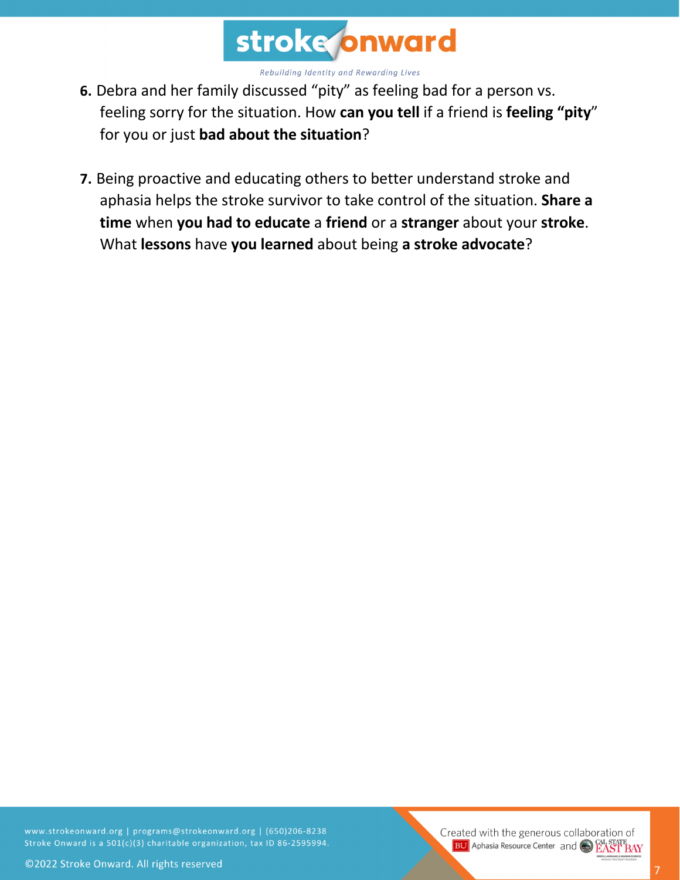6. Debra and her family discussed "pity" as feeling bad for a person vs. feeling sorry for the situation. How **can you tell** if a friend is **feeling "pity**" for you or just **bad about the situation**?

7. Being proactive and educating others to better understand stroke and aphasia helps the stroke survivor to take control of the situation. **Share a time** when **you had to educate** a **friend** or a **stranger** about your **stroke**. What **lessons** have **you learned** about being **a stroke advocate**?